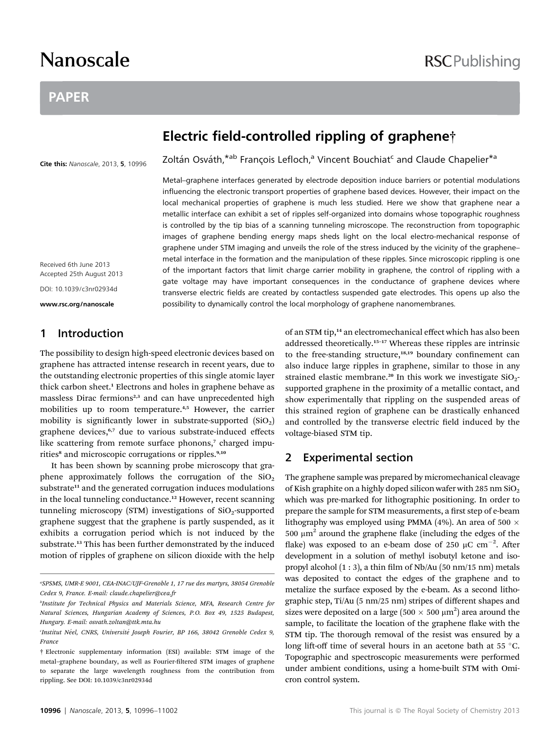# Electric field-controlled rippling of graphene†

Zoltán Osváth,[*ab] François Lefloch,[a] Vincent Bouchiat[c] and Claude Chapelier[*a]

Cite this: *Nanoscale*, 2013, **5**, 10996

Received 6th June 2013
Accepted 25th August 2013

DOI: 10.1039/c3nr02934d

www.rsc.org/nanoscale

Metal–graphene interfaces generated by electrode deposition induce barriers or potential modulations influencing the electronic transport properties of graphene based devices. However, their impact on the local mechanical properties of graphene is much less studied. Here we show that graphene near a metallic interface can exhibit a set of ripples self-organized into domains whose topographic roughness is controlled by the tip bias of a scanning tunneling microscope. The reconstruction from topographic images of graphene bending energy maps sheds light on the local electro-mechanical response of graphene under STM imaging and unveils the role of the stress induced by the vicinity of the graphene–metal interface in the formation and the manipulation of these ripples. Since microscopic rippling is one of the important factors that limit charge carrier mobility in graphene, the control of rippling with a gate voltage may have important consequences in the conductance of graphene devices where transverse electric fields are created by contactless suspended gate electrodes. This opens up also the possibility to dynamically control the local morphology of graphene nanomembranes.

## 1 Introduction

The possibility to design high-speed electronic devices based on graphene has attracted intense research in recent years, due to the outstanding electronic properties of this single atomic layer thick carbon sheet.[1] Electrons and holes in graphene behave as massless Dirac fermions[2,3] and can have unprecedented high mobilities up to room temperature.[4,5] However, the carrier mobility is significantly lower in substrate-supported ($SiO_2$) graphene devices,[6,7] due to various substrate-induced effects like scattering from remote surface phonons,[7] charged impurities[8] and microscopic corrugations or ripples.[9,10]

It has been shown by scanning probe microscopy that graphene approximately follows the corrugation of the $SiO_2$ substrate[11] and the generated corrugation induces modulations in the local tunneling conductance.[12] However, recent scanning tunneling microscopy (STM) investigations of $SiO_2$-supported graphene suggest that the graphene is partly suspended, as it exhibits a corrugation period which is not induced by the substrate.[13] This has been further demonstrated by the induced motion of ripples of graphene on silicon dioxide with the help of an STM tip,[14] an electromechanical effect which has also been addressed theoretically.[15–17] Whereas these ripples are intrinsic to the free-standing structure,[18,19] boundary confinement can also induce large ripples in graphene, similar to those in any strained elastic membrane.[20] In this work we investigate $SiO_2$-supported graphene in the proximity of a metallic contact, and show experimentally that rippling on the suspended areas of this strained region of graphene can be drastically enhanced and controlled by the transverse electric field induced by the voltage-biased STM tip.

## 2 Experimental section

The graphene sample was prepared by micromechanical cleavage of Kish graphite on a highly doped silicon wafer with 285 nm $SiO_2$ which was pre-marked for lithographic positioning. In order to prepare the sample for STM measurements, a first step of e-beam lithography was employed using PMMA (4%). An area of $500 \times 500$ $\mu m^2$ around the graphene flake (including the edges of the flake) was exposed to an e-beam dose of 250 $\mu C$ $cm^{-2}$. After development in a solution of methyl isobutyl ketone and isopropyl alcohol (1 : 3), a thin film of Nb/Au (50 nm/15 nm) metals was deposited to contact the edges of the graphene and to metalize the surface exposed by the e-beam. As a second lithographic step, Ti/Au (5 nm/25 nm) stripes of different shapes and sizes were deposited on a large ($500 \times 500$ $\mu m^2$) area around the sample, to facilitate the location of the graphene flake with the STM tip. The thorough removal of the resist was ensured by a long lift-off time of several hours in an acetone bath at 55 °C. Topographic and spectroscopic measurements were performed under ambient conditions, using a home-built STM with Omicron control system.

---

[a] SPSMS, UMR-E 9001, CEA-INAC/UJF-Grenoble 1, 17 rue des martyrs, 38054 Grenoble Cedex 9, France. E-mail: claude.chapelier@cea.fr

[b] Institute for Technical Physics and Materials Science, MFA, Research Centre for Natural Sciences, Hungarian Academy of Sciences, P.O. Box 49, 1525 Budapest, Hungary. E-mail: osvath.zoltan@ttk.mta.hu

[c] Institut Néel, CNRS, Université Joseph Fourier, BP 166, 38042 Grenoble Cedex 9, France

† Electronic supplementary information (ESI) available: STM image of the metal–graphene boundary, as well as Fourier-filtered STM images of graphene to separate the large wavelength roughness from the contribution from rippling. See DOI: 10.1039/c3nr02934d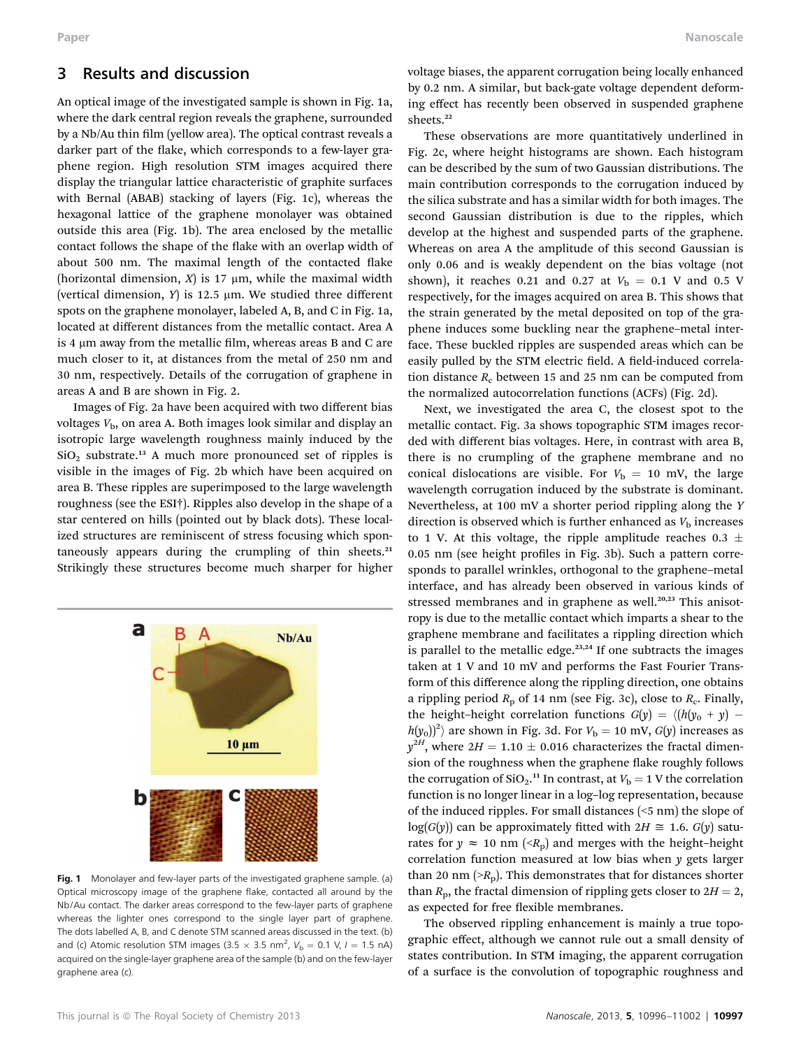## 3 Results and discussion

An optical image of the investigated sample is shown in Fig. 1a, where the dark central region reveals the graphene, surrounded by a Nb/Au thin film (yellow area). The optical contrast reveals a darker part of the flake, which corresponds to a few-layer graphene region. High resolution STM images acquired there display the triangular lattice characteristic of graphite surfaces with Bernal (ABAB) stacking of layers (Fig. 1c), whereas the hexagonal lattice of the graphene monolayer was obtained outside this area (Fig. 1b). The area enclosed by the metallic contact follows the shape of the flake with an overlap width of about 500 nm. The maximal length of the contacted flake (horizontal dimension, $X$) is 17 μm, while the maximal width (vertical dimension, $Y$) is 12.5 μm. We studied three different spots on the graphene monolayer, labeled A, B, and C in Fig. 1a, located at different distances from the metallic contact. Area A is 4 μm away from the metallic film, whereas areas B and C are much closer to it, at distances from the metal of 250 nm and 30 nm, respectively. Details of the corrugation of graphene in areas A and B are shown in Fig. 2.

Images of Fig. 2a have been acquired with two different bias voltages $V_b$, on area A. Both images look similar and display an isotropic large wavelength roughness mainly induced by the $SiO_2$ substrate.[13] A much more pronounced set of ripples is visible in the images of Fig. 2b which have been acquired on area B. These ripples are superimposed to the large wavelength roughness (see the ESI†). Ripples also develop in the shape of a star centered on hills (pointed out by black dots). These localized structures are reminiscent of stress focusing which spontaneously appears during the crumpling of thin sheets.[21] Strikingly these structures become much sharper for higher voltage biases, the apparent corrugation being locally enhanced by 0.2 nm. A similar, but back-gate voltage dependent deforming effect has recently been observed in suspended graphene sheets.[22]

Fig. 1 Monolayer and few-layer parts of the investigated graphene sample. (a) Optical microscopy image of the graphene flake, contacted all around by the Nb/Au contact. The darker areas correspond to the few-layer parts of graphene whereas the lighter ones correspond to the single layer part of graphene. The dots labelled A, B, and C denote STM scanned areas discussed in the text. (b) and (c) Atomic resolution STM images (3.5 × 3.5 nm$^2$, $V_b$ = 0.1 V, $I$ = 1.5 nA) acquired on the single-layer graphene area of the sample (b) and on the few-layer graphene area (c).

These observations are more quantitatively underlined in Fig. 2c, where height histograms are shown. Each histogram can be described by the sum of two Gaussian distributions. The main contribution corresponds to the corrugation induced by the silica substrate and has a similar width for both images. The second Gaussian distribution is due to the ripples, which develop at the highest and suspended parts of the graphene. Whereas on area A the amplitude of this second Gaussian is only 0.06 and is weakly dependent on the bias voltage (not shown), it reaches 0.21 and 0.27 at $V_b$ = 0.1 V and 0.5 V respectively, for the images acquired on area B. This shows that the strain generated by the metal deposited on top of the graphene induces some buckling near the graphene–metal interface. These buckled ripples are suspended areas which can be easily pulled by the STM electric field. A field-induced correlation distance $R_c$ between 15 and 25 nm can be computed from the normalized autocorrelation functions (ACFs) (Fig. 2d).

Next, we investigated the area C, the closest spot to the metallic contact. Fig. 3a shows topographic STM images recorded with different bias voltages. Here, in contrast with area B, there is no crumpling of the graphene membrane and no conical dislocations are visible. For $V_b$ = 10 mV, the large wavelength corrugation induced by the substrate is dominant. Nevertheless, at 100 mV a shorter period rippling along the $Y$ direction is observed which is further enhanced as $V_b$ increases to 1 V. At this voltage, the ripple amplitude reaches 0.3 ± 0.05 nm (see height profiles in Fig. 3b). Such a pattern corresponds to parallel wrinkles, orthogonal to the graphene–metal interface, and has already been observed in various kinds of stressed membranes and in graphene as well.[20,23] This anisotropy is due to the metallic contact which imparts a shear to the graphene membrane and facilitates a rippling direction which is parallel to the metallic edge.[23,24] If one subtracts the images taken at 1 V and 10 mV and performs the Fast Fourier Transform of this difference along the rippling direction, one obtains a rippling period $R_p$ of 14 nm (see Fig. 3c), close to $R_c$. Finally, the height–height correlation functions $G(y) = \langle (h(y_0 + y) - h(y_0))^2 \rangle$ are shown in Fig. 3d. For $V_b$ = 10 mV, $G(y)$ increases as $y^{2H}$, where $2H$ = 1.10 ± 0.016 characterizes the fractal dimension of the roughness when the graphene flake roughly follows the corrugation of $SiO_2$.[11] In contrast, at $V_b$ = 1 V the correlation function is no longer linear in a log–log representation, because of the induced ripples. For small distances (<5 nm) the slope of $\log(G(y))$ can be approximately fitted with $2H \cong 1.6$. $G(y)$ saturates for $y \approx$ 10 nm ($<R_p$) and merges with the height–height correlation function measured at low bias when $y$ gets larger than 20 nm ($>R_p$). This demonstrates that for distances shorter than $R_p$, the fractal dimension of rippling gets closer to $2H = 2$, as expected for free flexible membranes.

The observed rippling enhancement is mainly a true topographic effect, although we cannot rule out a small density of states contribution. In STM imaging, the apparent corrugation of a surface is the convolution of topographic roughness and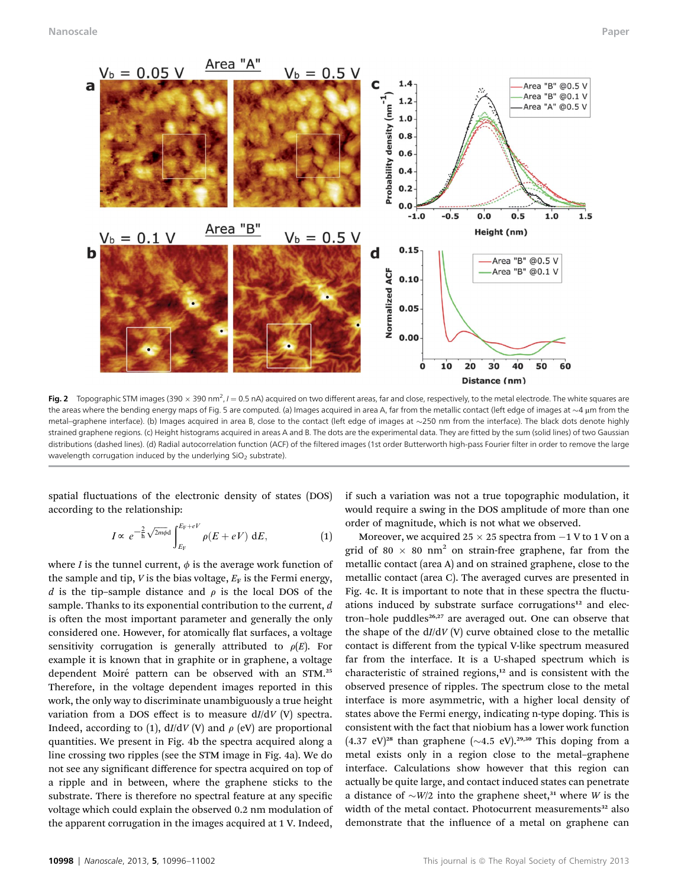Fig. 2 Topographic STM images (390 × 390 nm$^2$, $I$ = 0.5 nA) acquired on two different areas, far and close, respectively, to the metal electrode. The white squares are the areas where the bending energy maps of Fig. 5 are computed. (a) Images acquired in area A, far from the metallic contact (left edge of images at ~4 μm from the metal–graphene interface). (b) Images acquired in area B, close to the contact (left edge of images at ~250 nm from the interface). The black dots denote highly strained graphene regions. (c) Height histograms acquired in areas A and B. The dots are the experimental data. They are fitted by the sum (solid lines) of two Gaussian distributions (dashed lines). (d) Radial autocorrelation function (ACF) of the filtered images (1st order Butterworth high-pass Fourier filter in order to remove the large wavelength corrugation induced by the underlying $SiO_2$ substrate).

spatial fluctuations of the electronic density of states (DOS) according to the relationship:

$$I \propto e^{-\frac{2}{\hbar}\sqrt{2m\phi}d} \int_{E_F}^{E_F+eV} \rho(E+eV)\,\mathrm{d}E, \tag{1}$$

where $I$ is the tunnel current, $\phi$ is the average work function of the sample and tip, $V$ is the bias voltage, $E_F$ is the Fermi energy, $d$ is the tip–sample distance and $\rho$ is the local DOS of the sample. Thanks to its exponential contribution to the current, $d$ is often the most important parameter and generally the only considered one. However, for atomically flat surfaces, a voltage sensitivity corrugation is generally attributed to $\rho(E)$. For example it is known that in graphite or in graphene, a voltage dependent Moiré pattern can be observed with an STM.[25] Therefore, in the voltage dependent images reported in this work, the only way to discriminate unambiguously a true height variation from a DOS effect is to measure $\mathrm{d}I/\mathrm{d}V$ (V) spectra. Indeed, according to (1), $\mathrm{d}I/\mathrm{d}V$ (V) and $\rho$ (eV) are proportional quantities. We present in Fig. 4b the spectra acquired along a line crossing two ripples (see the STM image in Fig. 4a). We do not see any significant difference for spectra acquired on top of a ripple and in between, where the graphene sticks to the substrate. There is therefore no spectral feature at any specific voltage which could explain the observed 0.2 nm modulation of the apparent corrugation in the images acquired at 1 V. Indeed, if such a variation was not a true topographic modulation, it would require a swing in the DOS amplitude of more than one order of magnitude, which is not what we observed.

Moreover, we acquired 25 × 25 spectra from −1 V to 1 V on a grid of 80 × 80 nm$^2$ on strain-free graphene, far from the metallic contact (area A) and on strained graphene, close to the metallic contact (area C). The averaged curves are presented in Fig. 4c. It is important to note that in these spectra the fluctuations induced by substrate surface corrugations[12] and electron–hole puddles[26,27] are averaged out. One can observe that the shape of the $\mathrm{d}I/\mathrm{d}V$ (V) curve obtained close to the metallic contact is different from the typical V-like spectrum measured far from the interface. It is a U-shaped spectrum which is characteristic of strained regions,[12] and is consistent with the observed presence of ripples. The spectrum close to the metal interface is more asymmetric, with a higher local density of states above the Fermi energy, indicating n-type doping. This is consistent with the fact that niobium has a lower work function (4.37 eV)[28] than graphene (~4.5 eV).[29,30] This doping from a metal exists only in a region close to the metal–graphene interface. Calculations show however that this region can actually be quite large, and contact induced states can penetrate a distance of ~$W$/2 into the graphene sheet,[31] where $W$ is the width of the metal contact. Photocurrent measurements[32] also demonstrate that the influence of a metal on graphene can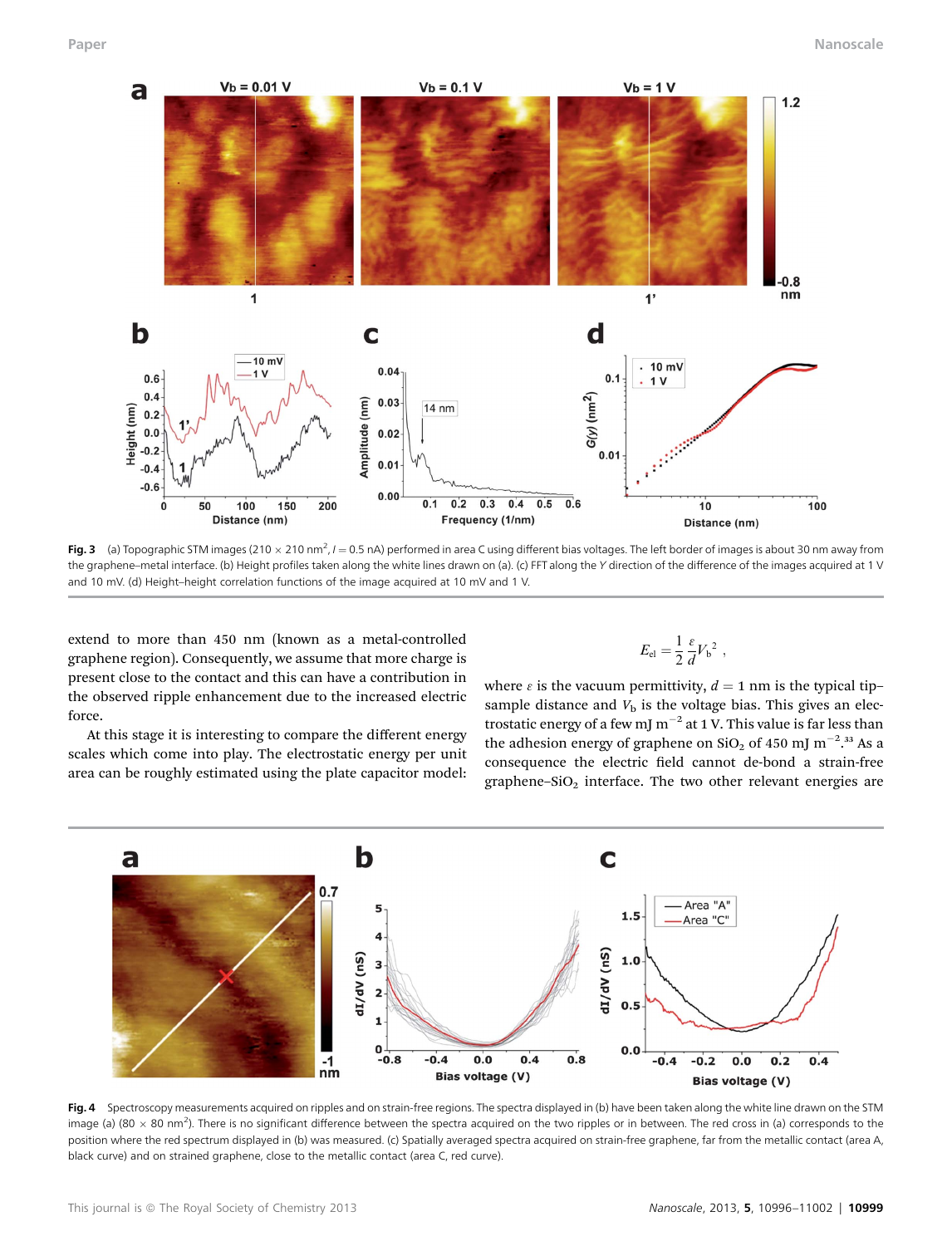Fig. 3 (a) Topographic STM images (210 × 210 nm$^2$, $I$ = 0.5 nA) performed in area C using different bias voltages. The left border of images is about 30 nm away from the graphene–metal interface. (b) Height profiles taken along the white lines drawn on (a). (c) FFT along the $Y$ direction of the difference of the images acquired at 1 V and 10 mV. (d) Height–height correlation functions of the image acquired at 10 mV and 1 V.

extend to more than 450 nm (known as a metal-controlled graphene region). Consequently, we assume that more charge is present close to the contact and this can have a contribution in the observed ripple enhancement due to the increased electric force.

At this stage it is interesting to compare the different energy scales which come into play. The electrostatic energy per unit area can be roughly estimated using the plate capacitor model:

$$E_{\text{el}} = \frac{1}{2}\frac{\varepsilon}{d}V_{\text{b}}^{2},$$

where $\varepsilon$ is the vacuum permittivity, $d$ = 1 nm is the typical tip–sample distance and $V_b$ is the voltage bias. This gives an electrostatic energy of a few mJ m$^{-2}$ at 1 V. This value is far less than the adhesion energy of graphene on $SiO_2$ of 450 mJ m$^{-2}$.[33] As a consequence the electric field cannot de-bond a strain-free graphene–$SiO_2$ interface. The two other relevant energies are

Fig. 4 Spectroscopy measurements acquired on ripples and on strain-free regions. The spectra displayed in (b) have been taken along the white line drawn on the STM image (a) (80 × 80 nm$^2$). There is no significant difference between the spectra acquired on the two ripples or in between. The red cross in (a) corresponds to the position where the red spectrum displayed in (b) was measured. (c) Spatially averaged spectra acquired on strain-free graphene, far from the metallic contact (area A, black curve) and on strained graphene, close to the metallic contact (area C, red curve).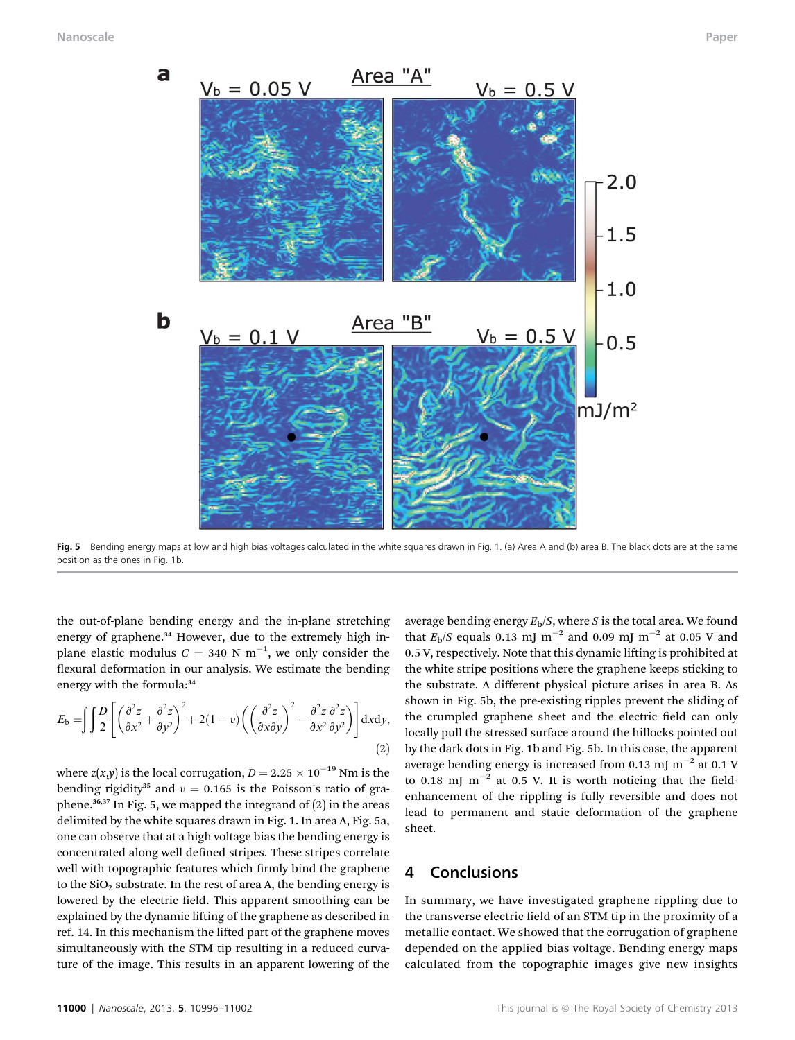Fig. 5 Bending energy maps at low and high bias voltages calculated in the white squares drawn in Fig. 1. (a) Area A and (b) area B. The black dots are at the same position as the ones in Fig. 1b.

the out-of-plane bending energy and the in-plane stretching energy of graphene.[34] However, due to the extremely high in-plane elastic modulus $C = 340\ \mathrm{N\ m^{-1}}$, we only consider the flexural deformation in our analysis. We estimate the bending energy with the formula:[34]

$$E_\mathrm{b} = \iint \frac{D}{2}\left[\left(\frac{\partial^2 z}{\partial x^2}+\frac{\partial^2 z}{\partial y^2}\right)^2 + 2(1-\upsilon)\left(\left(\frac{\partial^2 z}{\partial x \partial y}\right)^2 - \frac{\partial^2 z}{\partial x^2}\frac{\partial^2 z}{\partial y^2}\right)\right]\mathrm{d}x\mathrm{d}y, \quad (2)$$

where $z(x,y)$ is the local corrugation, $D = 2.25 \times 10^{-19}$ Nm is the bending rigidity[35] and $\upsilon = 0.165$ is the Poisson's ratio of graphene.[36,37] In Fig. 5, we mapped the integrand of (2) in the areas delimited by the white squares drawn in Fig. 1. In area A, Fig. 5a, one can observe that at a high voltage bias the bending energy is concentrated along well defined stripes. These stripes correlate well with topographic features which firmly bind the graphene to the $SiO_2$ substrate. In the rest of area A, the bending energy is lowered by the electric field. This apparent smoothing can be explained by the dynamic lifting of the graphene as described in ref. 14. In this mechanism the lifted part of the graphene moves simultaneously with the STM tip resulting in a reduced curvature of the image. This results in an apparent lowering of the average bending energy $E_\mathrm{b}/S$, where $S$ is the total area. We found that $E_\mathrm{b}/S$ equals 0.13 mJ $\mathrm{m^{-2}}$ and 0.09 mJ $\mathrm{m^{-2}}$ at 0.05 V and 0.5 V, respectively. Note that this dynamic lifting is prohibited at the white stripe positions where the graphene keeps sticking to the substrate. A different physical picture arises in area B. As shown in Fig. 5b, the pre-existing ripples prevent the sliding of the crumpled graphene sheet and the electric field can only locally pull the stressed surface around the hillocks pointed out by the dark dots in Fig. 1b and Fig. 5b. In this case, the apparent average bending energy is increased from 0.13 mJ $\mathrm{m^{-2}}$ at 0.1 V to 0.18 mJ $\mathrm{m^{-2}}$ at 0.5 V. It is worth noticing that the field-enhancement of the rippling is fully reversible and does not lead to permanent and static deformation of the graphene sheet.

## 4 Conclusions

In summary, we have investigated graphene rippling due to the transverse electric field of an STM tip in the proximity of a metallic contact. We showed that the corrugation of graphene depended on the applied bias voltage. Bending energy maps calculated from the topographic images give new insights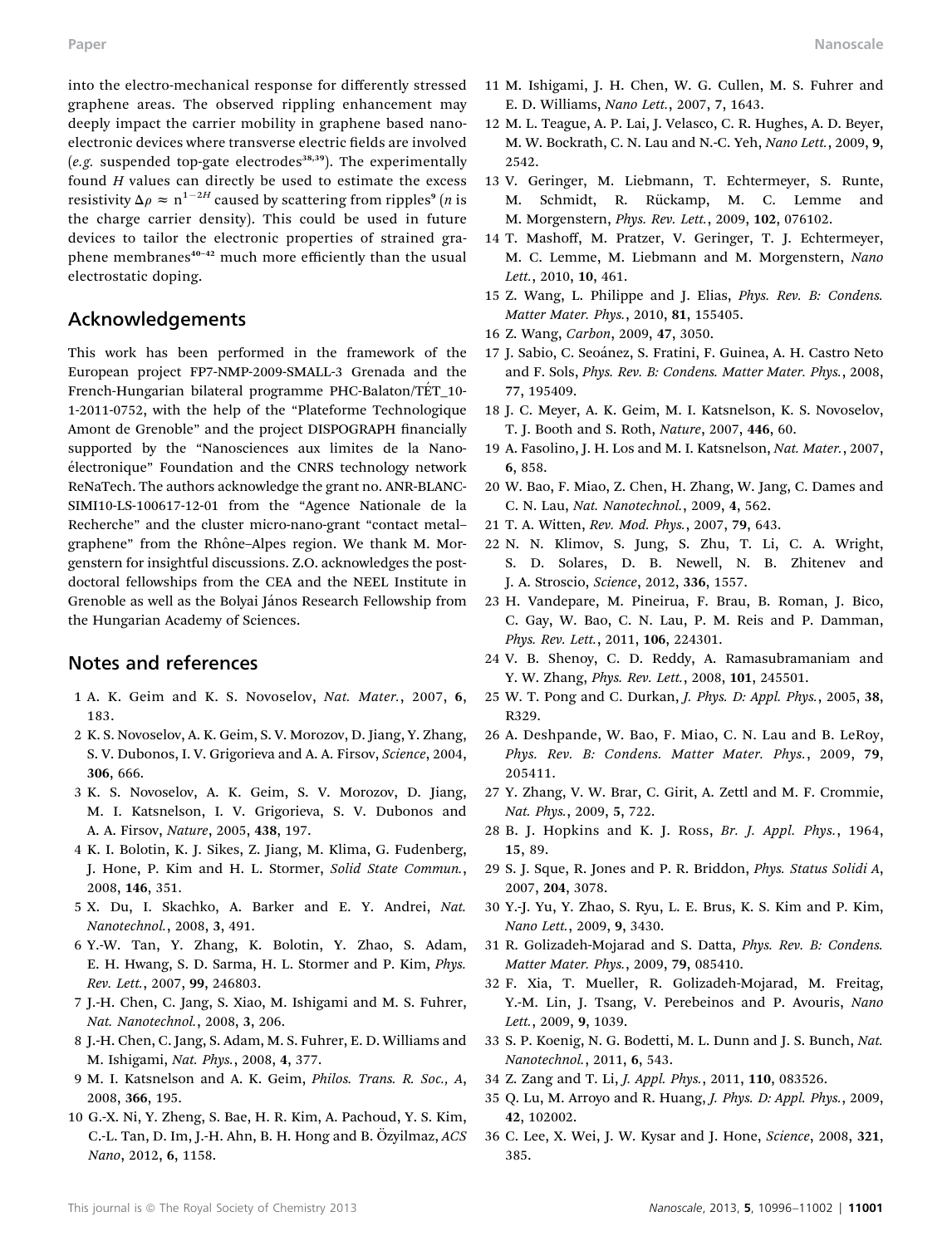into the electro-mechanical response for differently stressed graphene areas. The observed rippling enhancement may deeply impact the carrier mobility in graphene based nanoelectronic devices where transverse electric fields are involved (*e.g.* suspended top-gate electrodes[38,39]). The experimentally found $H$ values can directly be used to estimate the excess resistivity $\Delta\rho \approx n^{1-2H}$ caused by scattering from ripples[9] ($n$ is the charge carrier density). This could be used in future devices to tailor the electronic properties of strained graphene membranes[40–42] much more efficiently than the usual electrostatic doping.

## Acknowledgements

This work has been performed in the framework of the European project FP7-NMP-2009-SMALL-3 Grenada and the French-Hungarian bilateral programme PHC-Balaton/TÉT_10-1-2011-0752, with the help of the "Plateforme Technologique Amont de Grenoble" and the project DISPOGRAPH financially supported by the "Nanosciences aux limites de la Nanoélectronique" Foundation and the CNRS technology network ReNaTech. The authors acknowledge the grant no. ANR-BLANC-SIMI10-LS-100617-12-01 from the "Agence Nationale de la Recherche" and the cluster micro-nano-grant "contact metal–graphene" from the Rhône–Alpes region. We thank M. Morgenstern for insightful discussions. Z.O. acknowledges the postdoctoral fellowships from the CEA and the NEEL Institute in Grenoble as well as the Bolyai János Research Fellowship from the Hungarian Academy of Sciences.

## Notes and references

1 A. K. Geim and K. S. Novoselov, *Nat. Mater.*, 2007, **6**, 183.
2 K. S. Novoselov, A. K. Geim, S. V. Morozov, D. Jiang, Y. Zhang, S. V. Dubonos, I. V. Grigorieva and A. A. Firsov, *Science*, 2004, **306**, 666.
3 K. S. Novoselov, A. K. Geim, S. V. Morozov, D. Jiang, M. I. Katsnelson, I. V. Grigorieva, S. V. Dubonos and A. A. Firsov, *Nature*, 2005, **438**, 197.
4 K. I. Bolotin, K. J. Sikes, Z. Jiang, M. Klima, G. Fudenberg, J. Hone, P. Kim and H. L. Stormer, *Solid State Commun.*, 2008, **146**, 351.
5 X. Du, I. Skachko, A. Barker and E. Y. Andrei, *Nat. Nanotechnol.*, 2008, **3**, 491.
6 Y.-W. Tan, Y. Zhang, K. Bolotin, Y. Zhao, S. Adam, E. H. Hwang, S. D. Sarma, H. L. Stormer and P. Kim, *Phys. Rev. Lett.*, 2007, **99**, 246803.
7 J.-H. Chen, C. Jang, S. Xiao, M. Ishigami and M. S. Fuhrer, *Nat. Nanotechnol.*, 2008, **3**, 206.
8 J.-H. Chen, C. Jang, S. Adam, M. S. Fuhrer, E. D. Williams and M. Ishigami, *Nat. Phys.*, 2008, **4**, 377.
9 M. I. Katsnelson and A. K. Geim, *Philos. Trans. R. Soc., A*, 2008, **366**, 195.
10 G.-X. Ni, Y. Zheng, S. Bae, H. R. Kim, A. Pachoud, Y. S. Kim, C.-L. Tan, D. Im, J.-H. Ahn, B. H. Hong and B. Özyilmaz, *ACS Nano*, 2012, **6**, 1158.
11 M. Ishigami, J. H. Chen, W. G. Cullen, M. S. Fuhrer and E. D. Williams, *Nano Lett.*, 2007, **7**, 1643.
12 M. L. Teague, A. P. Lai, J. Velasco, C. R. Hughes, A. D. Beyer, M. W. Bockrath, C. N. Lau and N.-C. Yeh, *Nano Lett.*, 2009, **9**, 2542.
13 V. Geringer, M. Liebmann, T. Echtermeyer, S. Runte, M. Schmidt, R. Rückamp, M. C. Lemme and M. Morgenstern, *Phys. Rev. Lett.*, 2009, **102**, 076102.
14 T. Mashoff, M. Pratzer, V. Geringer, T. J. Echtermeyer, M. C. Lemme, M. Liebmann and M. Morgenstern, *Nano Lett.*, 2010, **10**, 461.
15 Z. Wang, L. Philippe and J. Elias, *Phys. Rev. B: Condens. Matter Mater. Phys.*, 2010, **81**, 155405.
16 Z. Wang, *Carbon*, 2009, **47**, 3050.
17 J. Sabio, C. Seoánez, S. Fratini, F. Guinea, A. H. Castro Neto and F. Sols, *Phys. Rev. B: Condens. Matter Mater. Phys.*, 2008, **77**, 195409.
18 J. C. Meyer, A. K. Geim, M. I. Katsnelson, K. S. Novoselov, T. J. Booth and S. Roth, *Nature*, 2007, **446**, 60.
19 A. Fasolino, J. H. Los and M. I. Katsnelson, *Nat. Mater.*, 2007, **6**, 858.
20 W. Bao, F. Miao, Z. Chen, H. Zhang, W. Jang, C. Dames and C. N. Lau, *Nat. Nanotechnol.*, 2009, **4**, 562.
21 T. A. Witten, *Rev. Mod. Phys.*, 2007, **79**, 643.
22 N. N. Klimov, S. Jung, S. Zhu, T. Li, C. A. Wright, S. D. Solares, D. B. Newell, N. B. Zhitenev and J. A. Stroscio, *Science*, 2012, **336**, 1557.
23 H. Vandepare, M. Pineirua, F. Brau, B. Roman, J. Bico, C. Gay, W. Bao, C. N. Lau, P. M. Reis and P. Damman, *Phys. Rev. Lett.*, 2011, **106**, 224301.
24 V. B. Shenoy, C. D. Reddy, A. Ramasubramaniam and Y. W. Zhang, *Phys. Rev. Lett.*, 2008, **101**, 245501.
25 W. T. Pong and C. Durkan, *J. Phys. D: Appl. Phys.*, 2005, **38**, R329.
26 A. Deshpande, W. Bao, F. Miao, C. N. Lau and B. LeRoy, *Phys. Rev. B: Condens. Matter Mater. Phys.*, 2009, **79**, 205411.
27 Y. Zhang, V. W. Brar, C. Girit, A. Zettl and M. F. Crommie, *Nat. Phys.*, 2009, **5**, 722.
28 B. J. Hopkins and K. J. Ross, *Br. J. Appl. Phys.*, 1964, **15**, 89.
29 S. J. Sque, R. Jones and P. R. Briddon, *Phys. Status Solidi A*, 2007, **204**, 3078.
30 Y.-J. Yu, Y. Zhao, S. Ryu, L. E. Brus, K. S. Kim and P. Kim, *Nano Lett.*, 2009, **9**, 3430.
31 R. Golizadeh-Mojarad and S. Datta, *Phys. Rev. B: Condens. Matter Mater. Phys.*, 2009, **79**, 085410.
32 F. Xia, T. Mueller, R. Golizadeh-Mojarad, M. Freitag, Y.-M. Lin, J. Tsang, V. Perebeinos and P. Avouris, *Nano Lett.*, 2009, **9**, 1039.
33 S. P. Koenig, N. G. Bodetti, M. L. Dunn and J. S. Bunch, *Nat. Nanotechnol.*, 2011, **6**, 543.
34 Z. Zang and T. Li, *J. Appl. Phys.*, 2011, **110**, 083526.
35 Q. Lu, M. Arroyo and R. Huang, *J. Phys. D: Appl. Phys.*, 2009, **42**, 102002.
36 C. Lee, X. Wei, J. W. Kysar and J. Hone, *Science*, 2008, **321**, 385.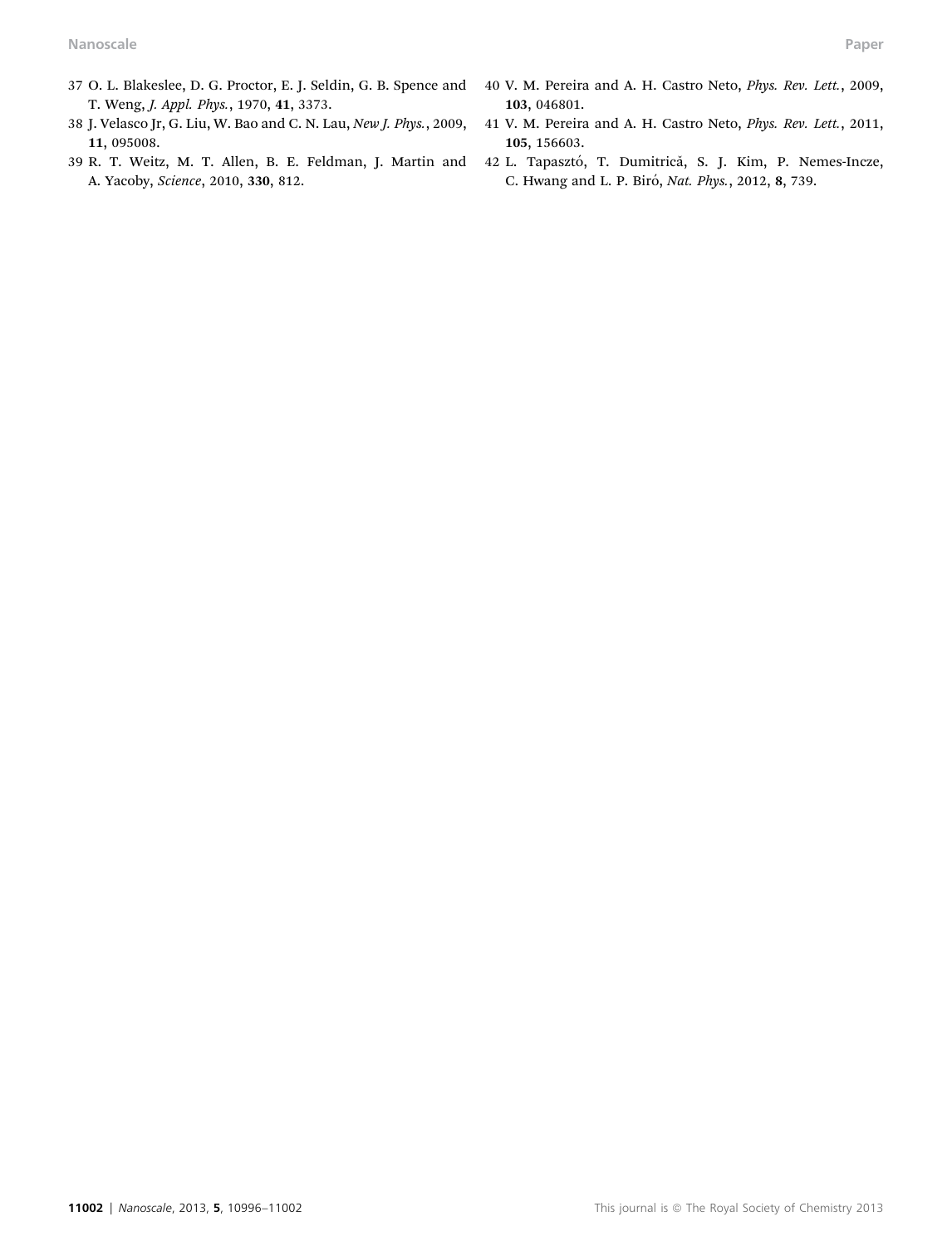37 O. L. Blakeslee, D. G. Proctor, E. J. Seldin, G. B. Spence and T. Weng, *J. Appl. Phys.*, 1970, **41**, 3373.

38 J. Velasco Jr, G. Liu, W. Bao and C. N. Lau, *New J. Phys.*, 2009, **11**, 095008.

39 R. T. Weitz, M. T. Allen, B. E. Feldman, J. Martin and A. Yacoby, *Science*, 2010, **330**, 812.

40 V. M. Pereira and A. H. Castro Neto, *Phys. Rev. Lett.*, 2009, **103**, 046801.

41 V. M. Pereira and A. H. Castro Neto, *Phys. Rev. Lett.*, 2011, **105**, 156603.

42 L. Tapasztó, T. Dumitrică, S. J. Kim, P. Nemes-Incze, C. Hwang and L. P. Biró, *Nat. Phys.*, 2012, **8**, 739.